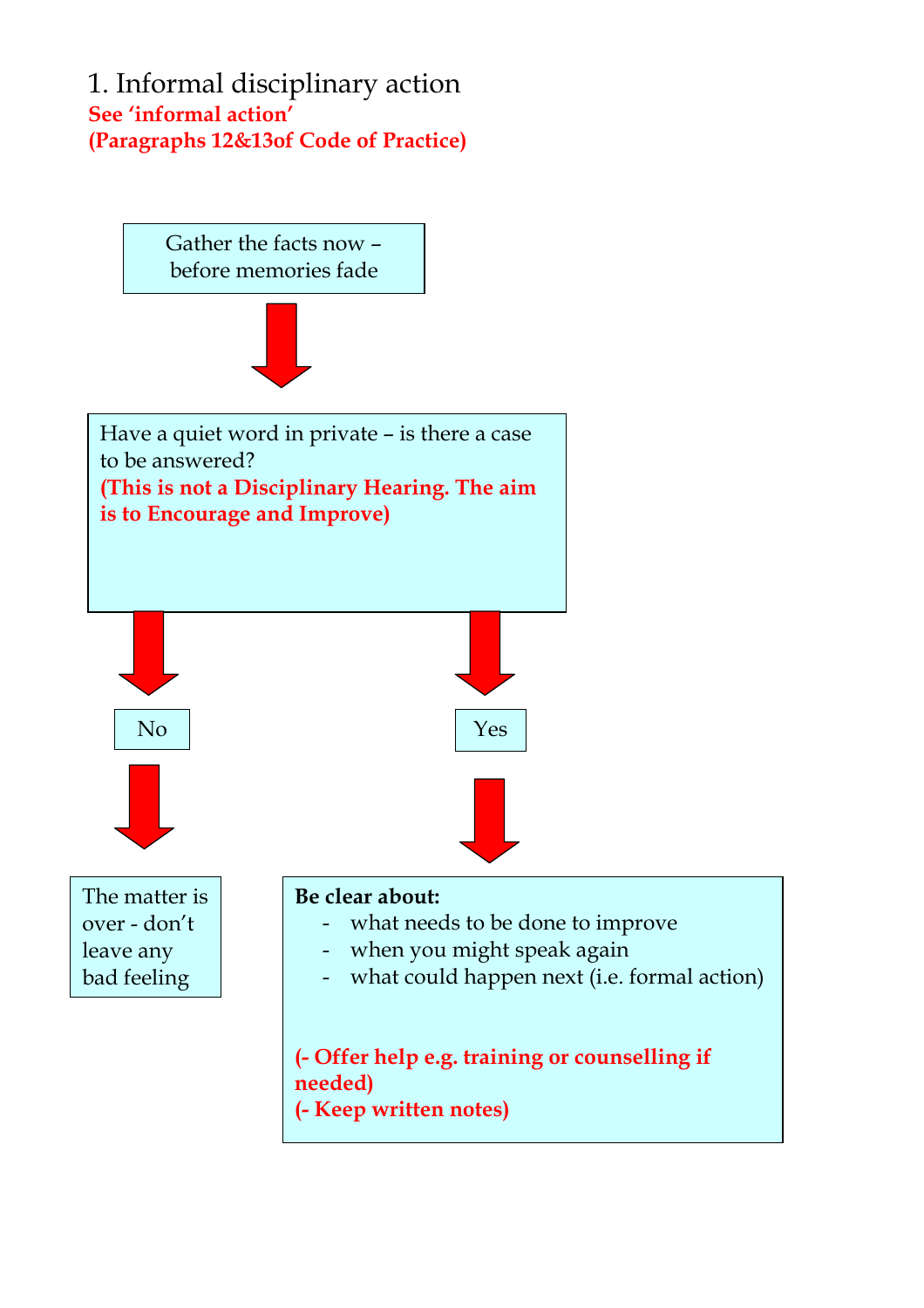# 1. Informal disciplinary action

**See 'informal action'**
**(Paragraphs 12&13of Code of Practice)**

Gather the facts now – before memories fade

Have a quiet word in private – is there a case to be answered?
**(This is not a Disciplinary Hearing. The aim is to Encourage and Improve)**

No

The matter is over - don't leave any bad feeling

Yes

**Be clear about:**

- what needs to be done to improve
- when you might speak again
- what could happen next (i.e. formal action)

**(- Offer help e.g. training or counselling if needed)**
**(- Keep written notes)**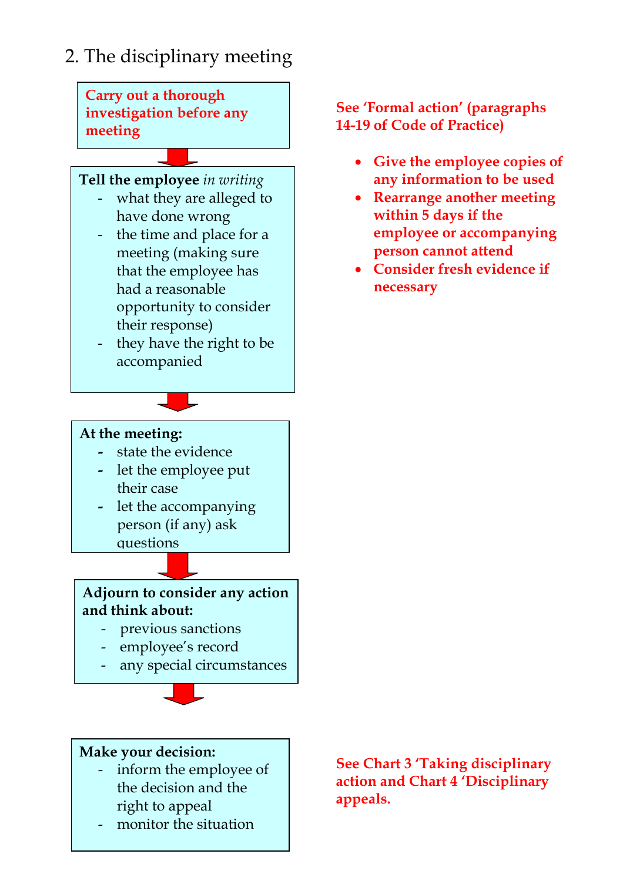## 2. The disciplinary meeting

**Carry out a thorough investigation before any meeting**

**See 'Formal action' (paragraphs 14-19 of Code of Practice)**

- **Give the employee copies of any information to be used**
- **Rearrange another meeting within 5 days if the employee or accompanying person cannot attend**
- **Consider fresh evidence if necessary**

**Tell the employee** *in writing*

- what they are alleged to have done wrong
- the time and place for a meeting (making sure that the employee has had a reasonable opportunity to consider their response)
- they have the right to be accompanied

**At the meeting:**

- state the evidence
- let the employee put their case
- let the accompanying person (if any) ask questions

**Adjourn to consider any action and think about:**

- previous sanctions
- employee's record
- any special circumstances

**Make your decision:**

- inform the employee of the decision and the right to appeal
- monitor the situation

**See Chart 3 'Taking disciplinary action and Chart 4 'Disciplinary appeals.**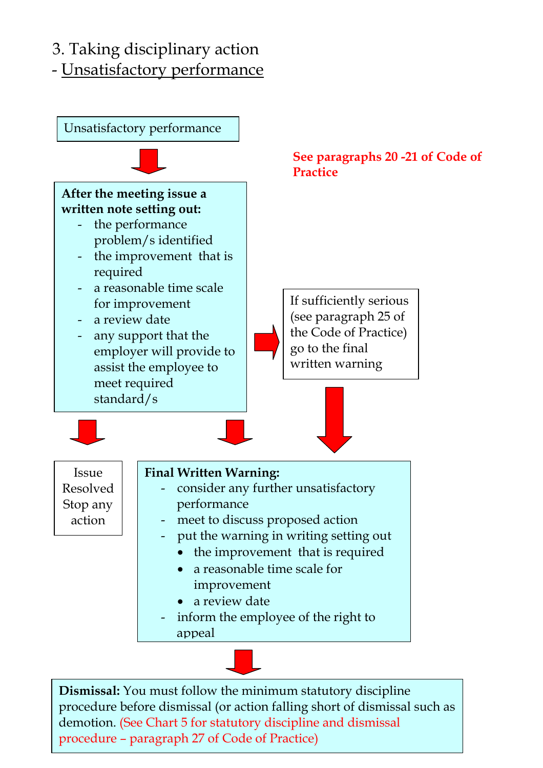# 3. Taking disciplinary action
## - Unsatisfactory performance

Unsatisfactory performance

**See paragraphs 20 -21 of Code of Practice**

**After the meeting issue a written note setting out:**

- the performance problem/s identified
- the improvement that is required
- a reasonable time scale for improvement
- a review date
- any support that the employer will provide to assist the employee to meet required standard/s

If sufficiently serious (see paragraph 25 of the Code of Practice) go to the final written warning

Issue Resolved Stop any action

**Final Written Warning:**

- consider any further unsatisfactory performance
- meet to discuss proposed action
- put the warning in writing setting out
  - the improvement that is required
  - a reasonable time scale for improvement
  - a review date
- inform the employee of the right to appeal

**Dismissal:** You must follow the minimum statutory discipline procedure before dismissal (or action falling short of dismissal such as demotion. (See Chart 5 for statutory discipline and dismissal procedure – paragraph 27 of Code of Practice)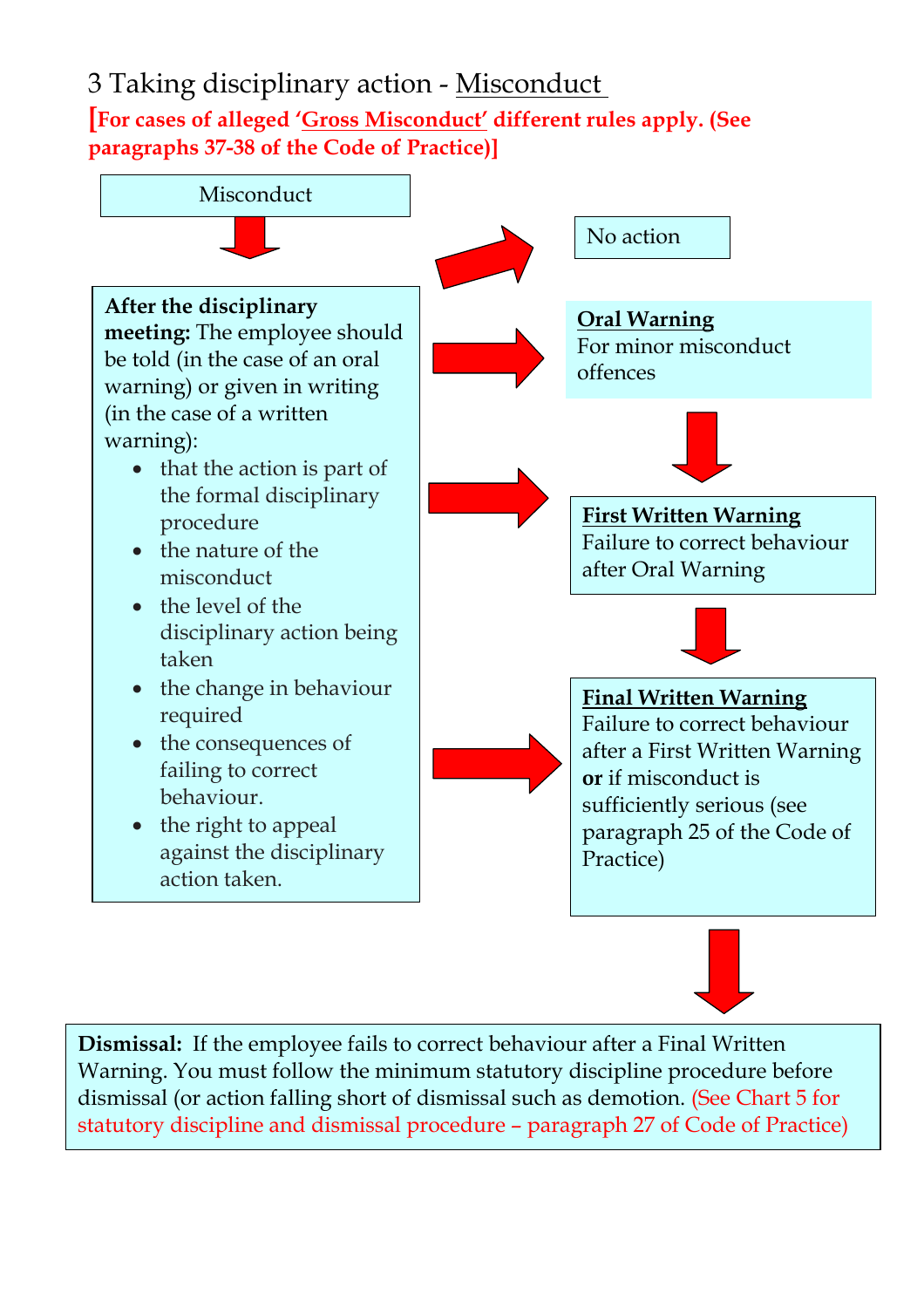# 3 Taking disciplinary action - Misconduct

**[For cases of alleged 'Gross Misconduct' different rules apply. (See paragraphs 37-38 of the Code of Practice)]**

Misconduct

**After the disciplinary meeting:** The employee should be told (in the case of an oral warning) or given in writing (in the case of a written warning):

- that the action is part of the formal disciplinary procedure
- the nature of the misconduct
- the level of the disciplinary action being taken
- the change in behaviour required
- the consequences of failing to correct behaviour.
- the right to appeal against the disciplinary action taken.

No action

**Oral Warning**
For minor misconduct offences

**First Written Warning**
Failure to correct behaviour after Oral Warning

**Final Written Warning**
Failure to correct behaviour after a First Written Warning **or** if misconduct is sufficiently serious (see paragraph 25 of the Code of Practice)

**Dismissal:** If the employee fails to correct behaviour after a Final Written Warning. You must follow the minimum statutory discipline procedure before dismissal (or action falling short of dismissal such as demotion. (See Chart 5 for statutory discipline and dismissal procedure – paragraph 27 of Code of Practice)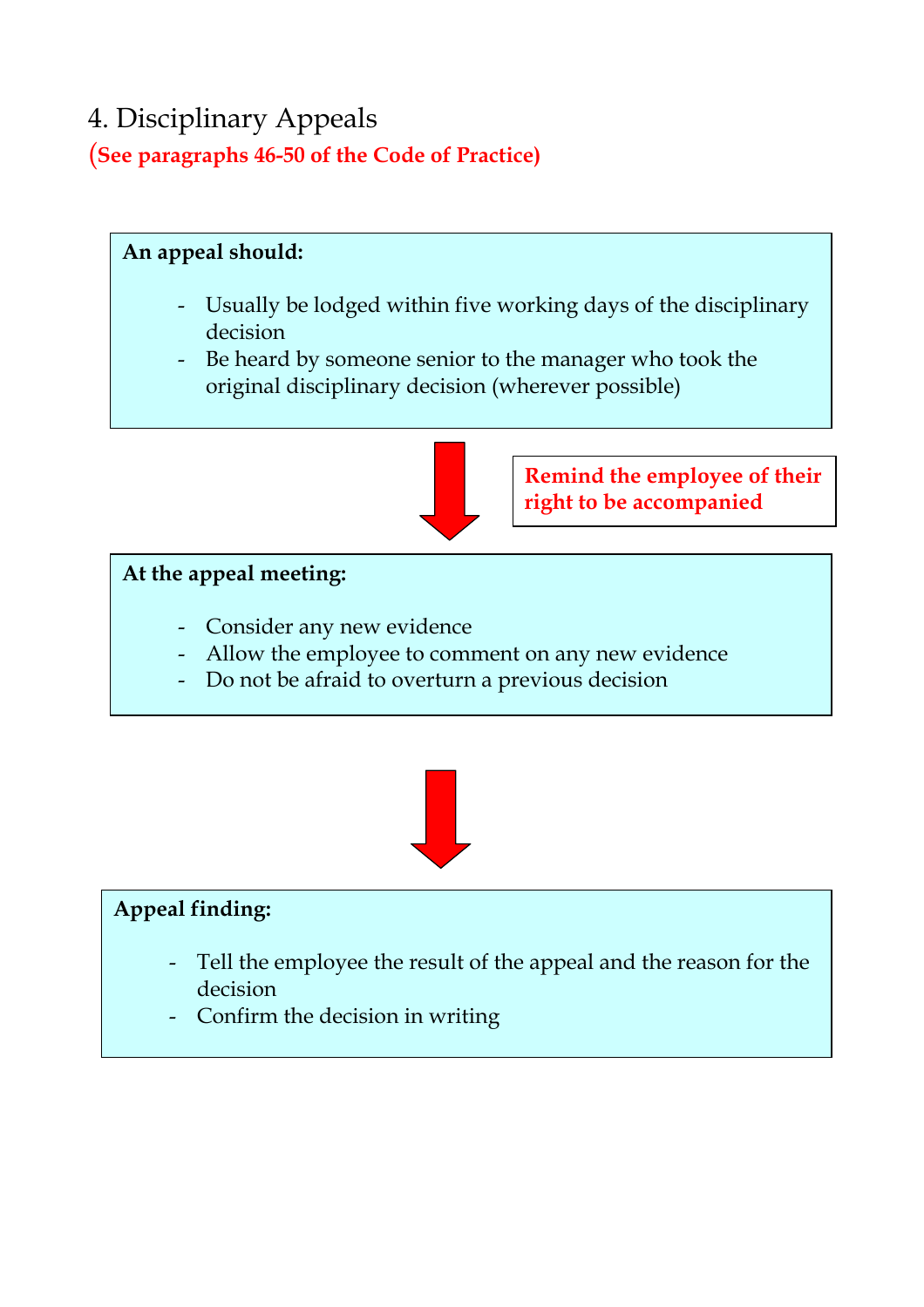# 4. Disciplinary Appeals

**(See paragraphs 46-50 of the Code of Practice)**

**An appeal should:**

- Usually be lodged within five working days of the disciplinary decision
- Be heard by someone senior to the manager who took the original disciplinary decision (wherever possible)

**Remind the employee of their right to be accompanied**

**At the appeal meeting:**

- Consider any new evidence
- Allow the employee to comment on any new evidence
- Do not be afraid to overturn a previous decision

**Appeal finding:**

- Tell the employee the result of the appeal and the reason for the decision
- Confirm the decision in writing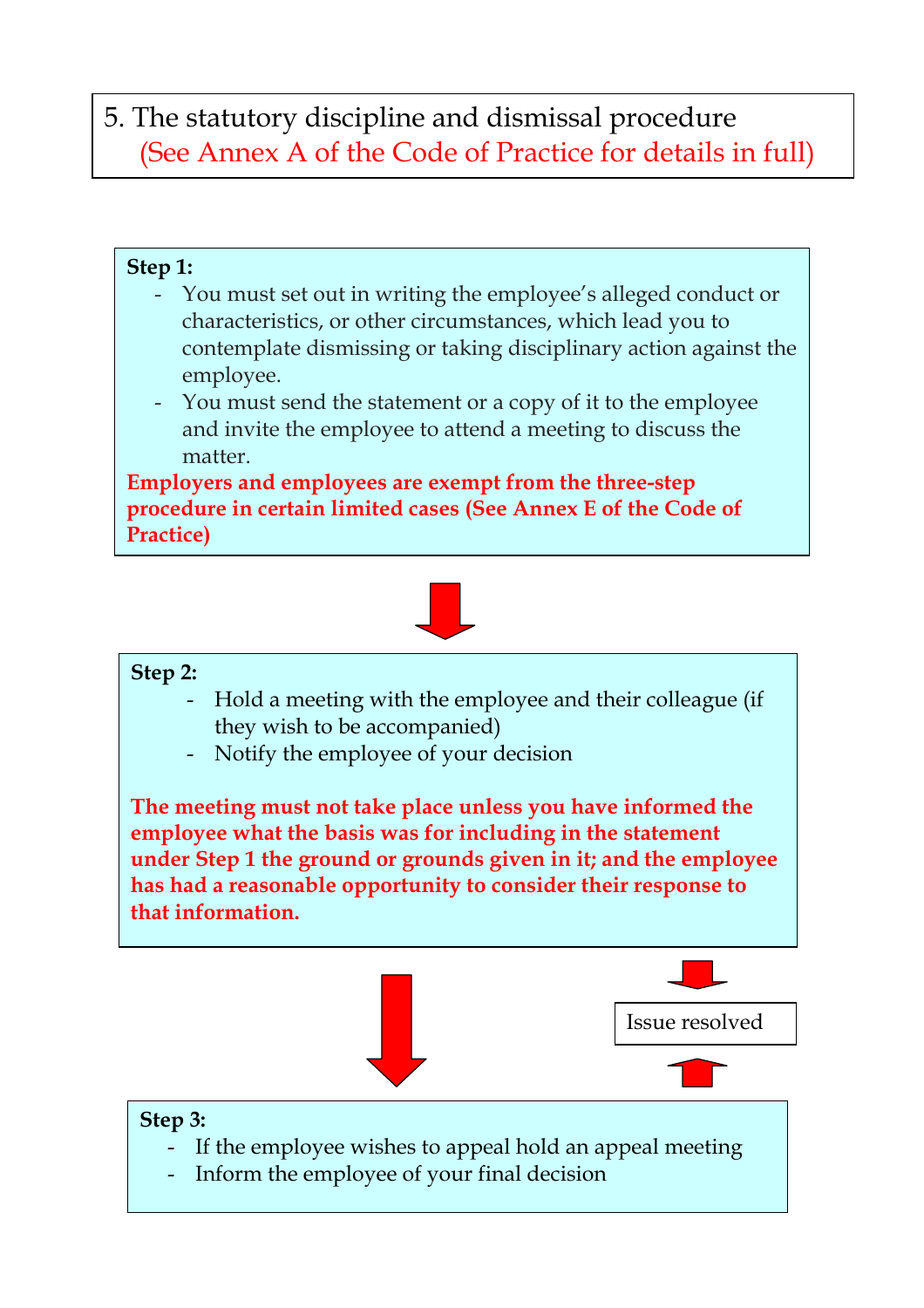## 5. The statutory discipline and dismissal procedure

(See Annex A of the Code of Practice for details in full)

**Step 1:**

- You must set out in writing the employee's alleged conduct or characteristics, or other circumstances, which lead you to contemplate dismissing or taking disciplinary action against the employee.
- You must send the statement or a copy of it to the employee and invite the employee to attend a meeting to discuss the matter.

**Employers and employees are exempt from the three-step procedure in certain limited cases (See Annex E of the Code of Practice)**

**Step 2:**

- Hold a meeting with the employee and their colleague (if they wish to be accompanied)
- Notify the employee of your decision

**The meeting must not take place unless you have informed the employee what the basis was for including in the statement under Step 1 the ground or grounds given in it; and the employee has had a reasonable opportunity to consider their response to that information.**

Issue resolved

**Step 3:**

- If the employee wishes to appeal hold an appeal meeting
- Inform the employee of your final decision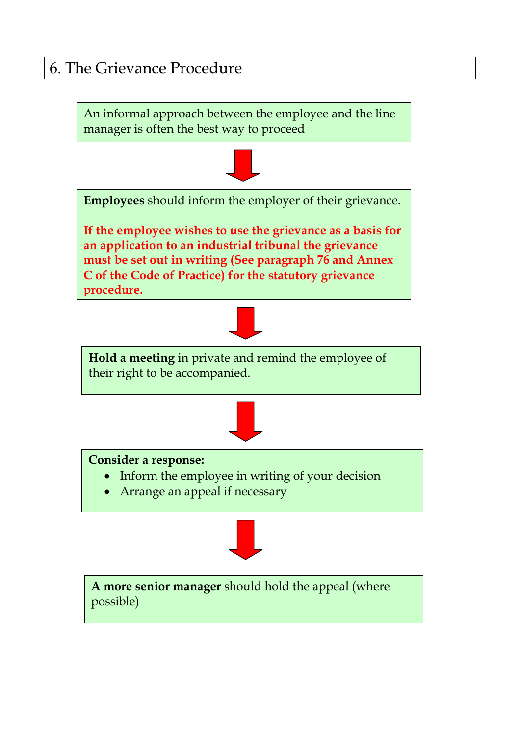## 6. The Grievance Procedure

An informal approach between the employee and the line manager is often the best way to proceed

↓

**Employees** should inform the employer of their grievance.

**If the employee wishes to use the grievance as a basis for an application to an industrial tribunal the grievance must be set out in writing (See paragraph 76 and Annex C of the Code of Practice) for the statutory grievance procedure.**

↓

**Hold a meeting** in private and remind the employee of their right to be accompanied.

↓

**Consider a response:**

- Inform the employee in writing of your decision
- Arrange an appeal if necessary

↓

**A more senior manager** should hold the appeal (where possible)